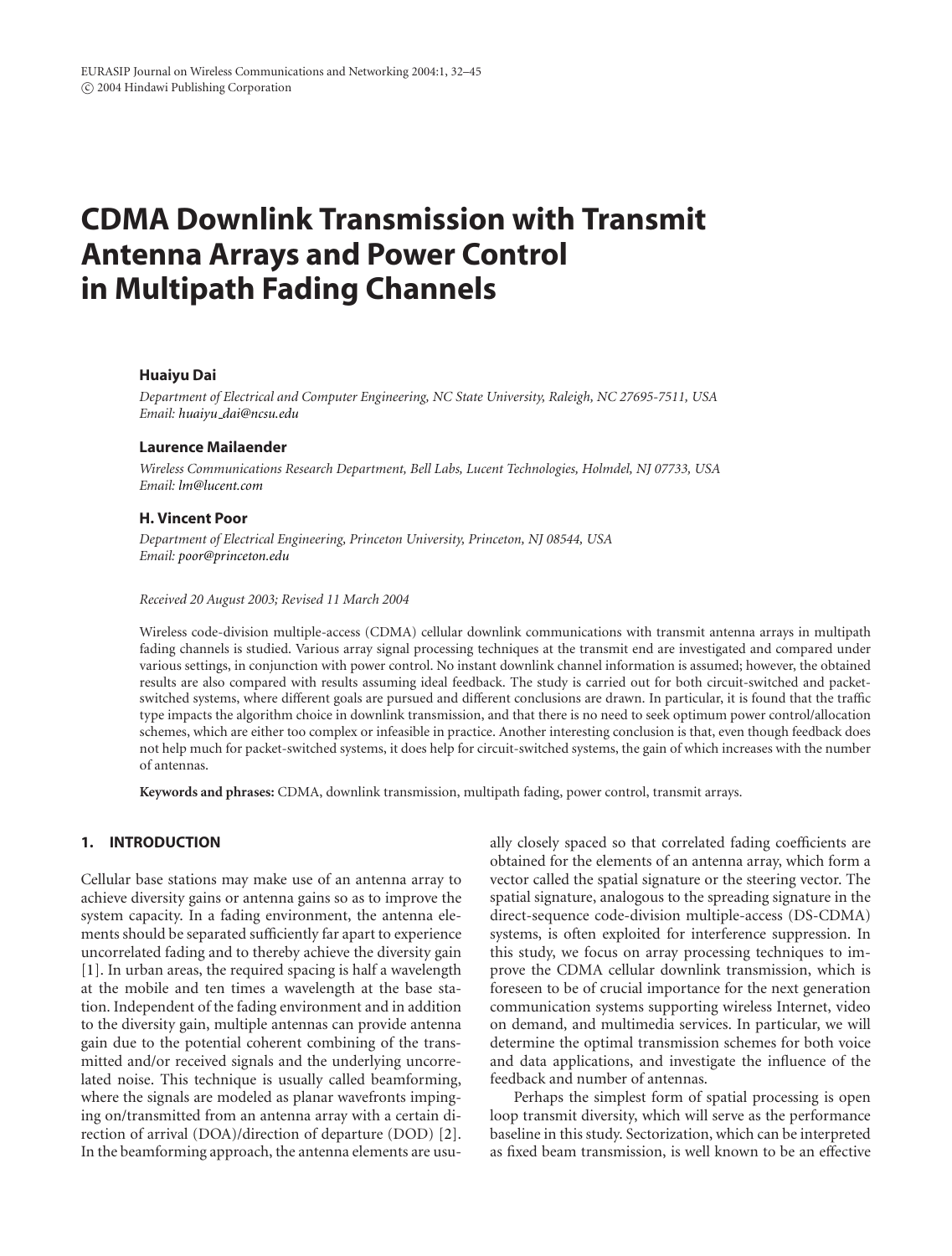# CDMA Downlink Transmission with Transmit Antenna Arrays and Power Control in Multipath Fading Channels

**Huaiyu Dai**

*Department of Electrical and Computer Engineering, NC State University, Raleigh, NC 27695-7511, USA*
*Email: huaiyu_dai@ncsu.edu*

**Laurence Mailaender**

*Wireless Communications Research Department, Bell Labs, Lucent Technologies, Holmdel, NJ 07733, USA*
*Email: lm@lucent.com*

**H. Vincent Poor**

*Department of Electrical Engineering, Princeton University, Princeton, NJ 08544, USA*
*Email: poor@princeton.edu*

*Received 20 August 2003; Revised 11 March 2004*

Wireless code-division multiple-access (CDMA) cellular downlink communications with transmit antenna arrays in multipath fading channels is studied. Various array signal processing techniques at the transmit end are investigated and compared under various settings, in conjunction with power control. No instant downlink channel information is assumed; however, the obtained results are also compared with results assuming ideal feedback. The study is carried out for both circuit-switched and packet-switched systems, where different goals are pursued and different conclusions are drawn. In particular, it is found that the traffic type impacts the algorithm choice in downlink transmission, and that there is no need to seek optimum power control/allocation schemes, which are either too complex or infeasible in practice. Another interesting conclusion is that, even though feedback does not help much for packet-switched systems, it does help for circuit-switched systems, the gain of which increases with the number of antennas.

**Keywords and phrases:** CDMA, downlink transmission, multipath fading, power control, transmit arrays.

## 1. INTRODUCTION

Cellular base stations may make use of an antenna array to achieve diversity gains or antenna gains so as to improve the system capacity. In a fading environment, the antenna elements should be separated sufficiently far apart to experience uncorrelated fading and to thereby achieve the diversity gain [1]. In urban areas, the required spacing is half a wavelength at the mobile and ten times a wavelength at the base station. Independent of the fading environment and in addition to the diversity gain, multiple antennas can provide antenna gain due to the potential coherent combining of the transmitted and/or received signals and the underlying uncorrelated noise. This technique is usually called beamforming, where the signals are modeled as planar wavefronts impinging on/transmitted from an antenna array with a certain direction of arrival (DOA)/direction of departure (DOD) [2]. In the beamforming approach, the antenna elements are usually closely spaced so that correlated fading coefficients are obtained for the elements of an antenna array, which form a vector called the spatial signature or the steering vector. The spatial signature, analogous to the spreading signature in the direct-sequence code-division multiple-access (DS-CDMA) systems, is often exploited for interference suppression. In this study, we focus on array processing techniques to improve the CDMA cellular downlink transmission, which is foreseen to be of crucial importance for the next generation communication systems supporting wireless Internet, video on demand, and multimedia services. In particular, we will determine the optimal transmission schemes for both voice and data applications, and investigate the influence of the feedback and number of antennas.

Perhaps the simplest form of spatial processing is open loop transmit diversity, which will serve as the performance baseline in this study. Sectorization, which can be interpreted as fixed beam transmission, is well known to be an effective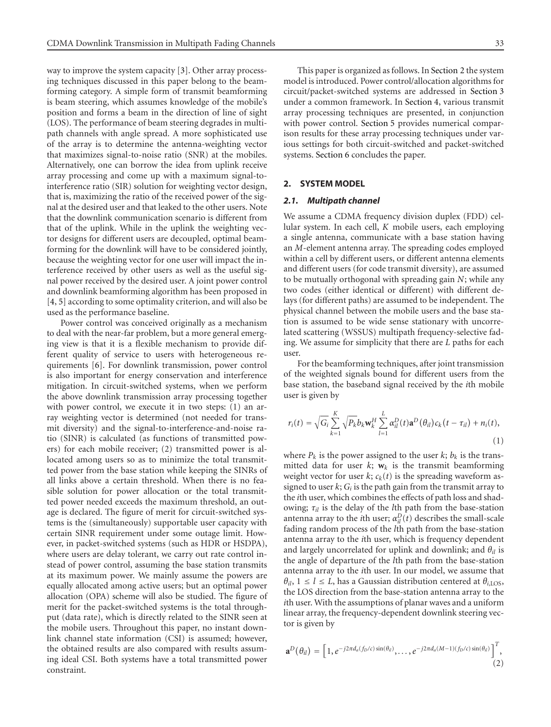way to improve the system capacity [3]. Other array processing techniques discussed in this paper belong to the beamforming category. A simple form of transmit beamforming is beam steering, which assumes knowledge of the mobile's position and forms a beam in the direction of line of sight (LOS). The performance of beam steering degrades in multipath channels with angle spread. A more sophisticated use of the array is to determine the antenna-weighting vector that maximizes signal-to-noise ratio (SNR) at the mobiles. Alternatively, one can borrow the idea from uplink receive array processing and come up with a maximum signal-to-interference ratio (SIR) solution for weighting vector design, that is, maximizing the ratio of the received power of the signal at the desired user and that leaked to the other users. Note that the downlink communication scenario is different from that of the uplink. While in the uplink the weighting vector designs for different users are decoupled, optimal beamforming for the downlink will have to be considered jointly, because the weighting vector for one user will impact the interference received by other users as well as the useful signal power received by the desired user. A joint power control and downlink beamforming algorithm has been proposed in [4, 5] according to some optimality criterion, and will also be used as the performance baseline.

Power control was conceived originally as a mechanism to deal with the near-far problem, but a more general emerging view is that it is a flexible mechanism to provide different quality of service to users with heterogeneous requirements [6]. For downlink transmission, power control is also important for energy conservation and interference mitigation. In circuit-switched systems, when we perform the above downlink transmission array processing together with power control, we execute it in two steps: (1) an array weighting vector is determined (not needed for transmit diversity) and the signal-to-interference-and-noise ratio (SINR) is calculated (as functions of transmitted powers) for each mobile receiver; (2) transmitted power is allocated among users so as to minimize the total transmitted power from the base station while keeping the SINRs of all links above a certain threshold. When there is no feasible solution for power allocation or the total transmitted power needed exceeds the maximum threshold, an outage is declared. The figure of merit for circuit-switched systems is the (simultaneously) supportable user capacity with certain SINR requirement under some outage limit. However, in packet-switched systems (such as HDR or HSDPA), where users are delay tolerant, we carry out rate control instead of power control, assuming the base station transmits at its maximum power. We mainly assume the powers are equally allocated among active users; but an optimal power allocation (OPA) scheme will also be studied. The figure of merit for the packet-switched systems is the total throughput (data rate), which is directly related to the SINR seen at the mobile users. Throughout this paper, no instant downlink channel state information (CSI) is assumed; however, the obtained results are also compared with results assuming ideal CSI. Both systems have a total transmitted power constraint.

This paper is organized as follows. In Section 2 the system model is introduced. Power control/allocation algorithms for circuit/packet-switched systems are addressed in Section 3 under a common framework. In Section 4, various transmit array processing techniques are presented, in conjunction with power control. Section 5 provides numerical comparison results for these array processing techniques under various settings for both circuit-switched and packet-switched systems. Section 6 concludes the paper.

## 2. SYSTEM MODEL

### 2.1. Multipath channel

We assume a CDMA frequency division duplex (FDD) cellular system. In each cell, $K$ mobile users, each employing a single antenna, communicate with a base station having an $M$-element antenna array. The spreading codes employed within a cell by different users, or different antenna elements and different users (for code transmit diversity), are assumed to be mutually orthogonal with spreading gain $N$; while any two codes (either identical or different) with different delays (for different paths) are assumed to be independent. The physical channel between the mobile users and the base station is assumed to be wide sense stationary with uncorrelated scattering (WSSUS) multipath frequency-selective fading. We assume for simplicity that there are $L$ paths for each user.

For the beamforming techniques, after joint transmission of the weighted signals bound for different users from the base station, the baseband signal received by the $i$th mobile user is given by

$$r_i(t) = \sqrt{G_i} \sum_{k=1}^{K} \sqrt{P_k} b_k \mathbf{w}_k^H \sum_{l=1}^{L} \alpha_{il}^D(t) \mathbf{a}^D(\theta_{il}) c_k(t - \tau_{il}) + n_i(t), \tag{1}$$

where $P_k$ is the power assigned to the user $k$; $b_k$ is the transmitted data for user $k$; $\mathbf{w}_k$ is the transmit beamforming weight vector for user $k$; $c_k(t)$ is the spreading waveform assigned to user $k$; $G_i$ is the path gain from the transmit array to the $i$th user, which combines the effects of path loss and shadowing; $\tau_{il}$ is the delay of the $l$th path from the base-station antenna array to the $i$th user; $\alpha_{il}^D(t)$ describes the small-scale fading random process of the $l$th path from the base-station antenna array to the $i$th user, which is frequency dependent and largely uncorrelated for uplink and downlink; and $\theta_{il}$ is the angle of departure of the $l$th path from the base-station antenna array to the $i$th user. In our model, we assume that $\theta_{il}$, $1 \le l \le L$, has a Gaussian distribution centered at $\theta_{i,\text{LOS}}$, the LOS direction from the base-station antenna array to the $i$th user. With the assumptions of planar waves and a uniform linear array, the frequency-dependent downlink steering vector is given by

$$\mathbf{a}^D(\theta_{il}) = \left[1, e^{-j2\pi d_a (f_D/c)\sin(\theta_{il})}, \dots, e^{-j2\pi d_a (M-1)(f_D/c)\sin(\theta_{il})}\right]^T, \tag{2}$$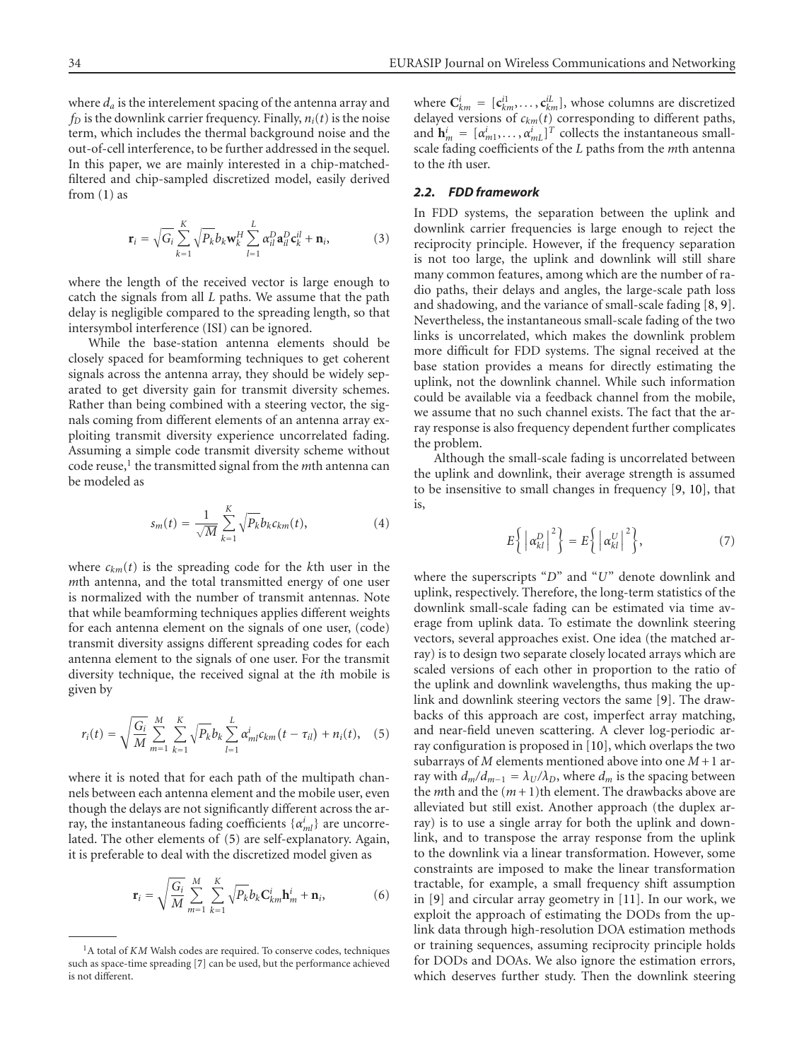where $d_a$ is the interelement spacing of the antenna array and $f_D$ is the downlink carrier frequency. Finally, $n_i(t)$ is the noise term, which includes the thermal background noise and the out-of-cell interference, to be further addressed in the sequel. In this paper, we are mainly interested in a chip-matched-filtered and chip-sampled discretized model, easily derived from (1) as

$$\mathbf{r}_i = \sqrt{G_i}\sum_{k=1}^{K}\sqrt{P_k}b_k\mathbf{w}_k^H\sum_{l=1}^{L}\alpha_{il}^D\mathbf{a}_{il}^D\mathbf{c}_k^{il} + \mathbf{n}_i, \tag{3}$$

where the length of the received vector is large enough to catch the signals from all $L$ paths. We assume that the path delay is negligible compared to the spreading length, so that intersymbol interference (ISI) can be ignored.

While the base-station antenna elements should be closely spaced for beamforming techniques to get coherent signals across the antenna array, they should be widely separated to get diversity gain for transmit diversity schemes. Rather than being combined with a steering vector, the signals coming from different elements of an antenna array exploiting transmit diversity experience uncorrelated fading. Assuming a simple code transmit diversity scheme without code reuse,[1] the transmitted signal from the $m$th antenna can be modeled as

$$s_m(t) = \frac{1}{\sqrt{M}}\sum_{k=1}^{K}\sqrt{P_k}b_kc_{km}(t), \tag{4}$$

where $c_{km}(t)$ is the spreading code for the $k$th user in the $m$th antenna, and the total transmitted energy of one user is normalized with the number of transmit antennas. Note that while beamforming techniques applies different weights for each antenna element on the signals of one user, (code) transmit diversity assigns different spreading codes for each antenna element to the signals of one user. For the transmit diversity technique, the received signal at the $i$th mobile is given by

$$r_i(t) = \sqrt{\frac{G_i}{M}}\sum_{m=1}^{M}\sum_{k=1}^{K}\sqrt{P_k}b_k\sum_{l=1}^{L}\alpha_{ml}^i c_{km}\left(t-\tau_{il}\right) + n_i(t), \tag{5}$$

where it is noted that for each path of the multipath channels between each antenna element and the mobile user, even though the delays are not significantly different across the array, the instantaneous fading coefficients $\{\alpha_{ml}^i\}$ are uncorrelated. The other elements of (5) are self-explanatory. Again, it is preferable to deal with the discretized model given as

$$\mathbf{r}_i = \sqrt{\frac{G_i}{M}}\sum_{m=1}^{M}\sum_{k=1}^{K}\sqrt{P_k}b_k\mathbf{C}_{km}^i\mathbf{h}_m^i + \mathbf{n}_i, \tag{6}$$

where $\mathbf{C}_{km}^i = [\mathbf{c}_{km}^{i1},\ldots,\mathbf{c}_{km}^{iL}]$, whose columns are discretized delayed versions of $c_{km}(t)$ corresponding to different paths, and $\mathbf{h}_m^i = [\alpha_{m1}^i,\ldots,\alpha_{mL}^i]^T$ collects the instantaneous small-scale fading coefficients of the $L$ paths from the $m$th antenna to the $i$th user.

### 2.2. FDD framework

In FDD systems, the separation between the uplink and downlink carrier frequencies is large enough to reject the reciprocity principle. However, if the frequency separation is not too large, the uplink and downlink will still share many common features, among which are the number of radio paths, their delays and angles, the large-scale path loss and shadowing, and the variance of small-scale fading [8, 9]. Nevertheless, the instantaneous small-scale fading of the two links is uncorrelated, which makes the downlink problem more difficult for FDD systems. The signal received at the base station provides a means for directly estimating the uplink, not the downlink channel. While such information could be available via a feedback channel from the mobile, we assume that no such channel exists. The fact that the array response is also frequency dependent further complicates the problem.

Although the small-scale fading is uncorrelated between the uplink and downlink, their average strength is assumed to be insensitive to small changes in frequency [9, 10], that is,

$$E\left\{\left|\alpha_{kl}^D\right|^2\right\} = E\left\{\left|\alpha_{kl}^U\right|^2\right\}, \tag{7}$$

where the superscripts "$D$" and "$U$" denote downlink and uplink, respectively. Therefore, the long-term statistics of the downlink small-scale fading can be estimated via time average from uplink data. To estimate the downlink steering vectors, several approaches exist. One idea (the matched array) is to design two separate closely located arrays which are scaled versions of each other in proportion to the ratio of the uplink and downlink wavelengths, thus making the uplink and downlink steering vectors the same [9]. The drawbacks of this approach are cost, imperfect array matching, and near-field uneven scattering. A clever log-periodic array configuration is proposed in [10], which overlaps the two subarrays of $M$ elements mentioned above into one $M+1$ array with $d_m/d_{m-1} = \lambda_U/\lambda_D$, where $d_m$ is the spacing between the $m$th and the $(m+1)$th element. The drawbacks above are alleviated but still exist. Another approach (the duplex array) is to use a single array for both the uplink and downlink, and to transpose the array response from the uplink to the downlink via a linear transformation. However, some constraints are imposed to make the linear transformation tractable, for example, a small frequency shift assumption in [9] and circular array geometry in [11]. In our work, we exploit the approach of estimating the DODs from the uplink data through high-resolution DOA estimation methods or training sequences, assuming reciprocity principle holds for DODs and DOAs. We also ignore the estimation errors, which deserves further study. Then the downlink steering

---

[1] A total of $KM$ Walsh codes are required. To conserve codes, techniques such as space-time spreading [7] can be used, but the performance achieved is not different.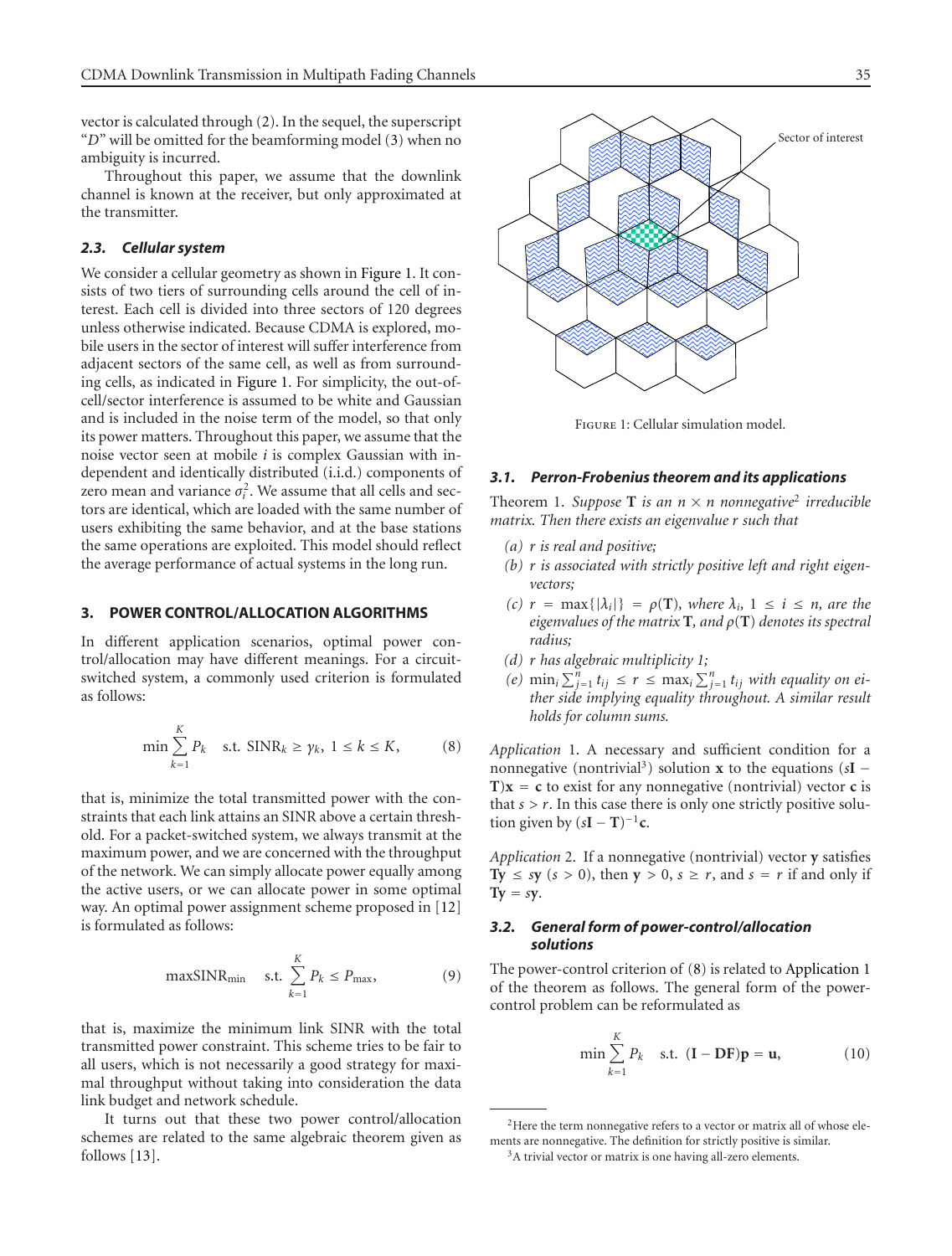vector is calculated through (2). In the sequel, the superscript "$D$" will be omitted for the beamforming model (3) when no ambiguity is incurred.

Throughout this paper, we assume that the downlink channel is known at the receiver, but only approximated at the transmitter.

### 2.3. Cellular system

We consider a cellular geometry as shown in Figure 1. It consists of two tiers of surrounding cells around the cell of interest. Each cell is divided into three sectors of 120 degrees unless otherwise indicated. Because CDMA is explored, mobile users in the sector of interest will suffer interference from adjacent sectors of the same cell, as well as from surrounding cells, as indicated in Figure 1. For simplicity, the out-of-cell/sector interference is assumed to be white and Gaussian and is included in the noise term of the model, so that only its power matters. Throughout this paper, we assume that the noise vector seen at mobile $i$ is complex Gaussian with independent and identically distributed (i.i.d.) components of zero mean and variance $\sigma_i^2$. We assume that all cells and sectors are identical, which are loaded with the same number of users exhibiting the same behavior, and at the base stations the same operations are exploited. This model should reflect the average performance of actual systems in the long run.

Sector of interest

Figure 1: Cellular simulation model.

## 3. POWER CONTROL/ALLOCATION ALGORITHMS

In different application scenarios, optimal power control/allocation may have different meanings. For a circuit-switched system, a commonly used criterion is formulated as follows:

$$\min \sum_{k=1}^{K} P_k \quad \text{s.t. } \mathrm{SINR}_k \geq \gamma_k,\ 1 \leq k \leq K, \tag{8}$$

that is, minimize the total transmitted power with the constraints that each link attains an SINR above a certain threshold. For a packet-switched system, we always transmit at the maximum power, and we are concerned with the throughput of the network. We can simply allocate power equally among the active users, or we can allocate power in some optimal way. An optimal power assignment scheme proposed in [12] is formulated as follows:

$$\max \mathrm{SINR}_{\min} \quad \text{s.t. } \sum_{k=1}^{K} P_k \leq P_{\max}, \tag{9}$$

that is, maximize the minimum link SINR with the total transmitted power constraint. This scheme tries to be fair to all users, which is not necessarily a good strategy for maximal throughput without taking into consideration the data link budget and network schedule.

It turns out that these two power control/allocation schemes are related to the same algebraic theorem given as follows [13].

### 3.1. Perron-Frobenius theorem and its applications

Theorem 1. *Suppose* $\mathbf{T}$ *is an* $n \times n$ *nonnegative*[2] *irreducible matrix. Then there exists an eigenvalue* $r$ *such that*

*(a)* $r$ *is real and positive;*

*(b)* $r$ *is associated with strictly positive left and right eigenvectors;*

*(c)* $r = \max\{|\lambda_i|\} = \rho(\mathbf{T})$*, where* $\lambda_i$*,* $1 \leq i \leq n$*, are the eigenvalues of the matrix* $\mathbf{T}$*, and* $\rho(\mathbf{T})$ *denotes its spectral radius;*

*(d)* $r$ *has algebraic multiplicity 1;*

*(e)* $\min_i \sum_{j=1}^{n} t_{ij} \leq r \leq \max_i \sum_{j=1}^{n} t_{ij}$ *with equality on either side implying equality throughout. A similar result holds for column sums.*

*Application* 1. A necessary and sufficient condition for a nonnegative (nontrivial[3]) solution $\mathbf{x}$ to the equations $(s\mathbf{I} - \mathbf{T})\mathbf{x} = \mathbf{c}$ to exist for any nonnegative (nontrivial) vector $\mathbf{c}$ is that $s > r$. In this case there is only one strictly positive solution given by $(s\mathbf{I} - \mathbf{T})^{-1}\mathbf{c}$.

*Application* 2. If a nonnegative (nontrivial) vector $\mathbf{y}$ satisfies $\mathbf{T}\mathbf{y} \leq s\mathbf{y}$ ($s > 0$), then $\mathbf{y} > 0$, $s \geq r$, and $s = r$ if and only if $\mathbf{T}\mathbf{y} = s\mathbf{y}$.

### 3.2. General form of power-control/allocation solutions

The power-control criterion of (8) is related to Application 1 of the theorem as follows. The general form of the power-control problem can be reformulated as

$$\min \sum_{k=1}^{K} P_k \quad \text{s.t. } (\mathbf{I} - \mathbf{D}\mathbf{F})\mathbf{p} = \mathbf{u}, \tag{10}$$

[2] Here the term nonnegative refers to a vector or matrix all of whose elements are nonnegative. The definition for strictly positive is similar.

[3] A trivial vector or matrix is one having all-zero elements.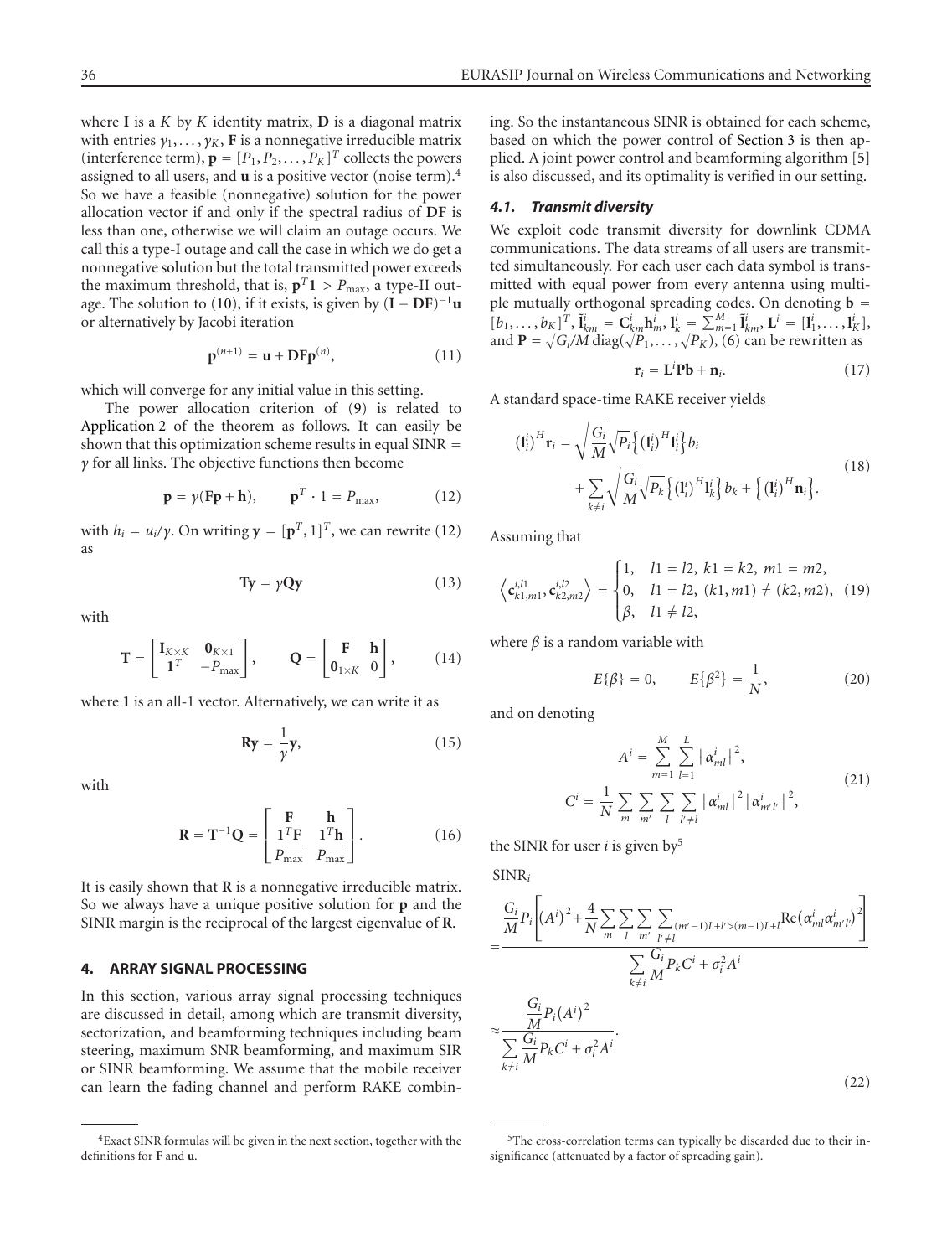where $\mathbf{I}$ is a $K$ by $K$ identity matrix, $\mathbf{D}$ is a diagonal matrix with entries $\gamma_1, \ldots, \gamma_K$, $\mathbf{F}$ is a nonnegative irreducible matrix (interference term), $\mathbf{p} = [P_1, P_2, \ldots, P_K]^T$ collects the powers assigned to all users, and $\mathbf{u}$ is a positive vector (noise term).[4] So we have a feasible (nonnegative) solution for the power allocation vector if and only if the spectral radius of $\mathbf{DF}$ is less than one, otherwise we will claim an outage occurs. We call this a type-I outage and call the case in which we do get a nonnegative solution but the total transmitted power exceeds the maximum threshold, that is, $\mathbf{p}^T\mathbf{1} > P_{\max}$, a type-II outage. The solution to (10), if it exists, is given by $(\mathbf{I} - \mathbf{DF})^{-1}\mathbf{u}$ or alternatively by Jacobi iteration

$$\mathbf{p}^{(n+1)} = \mathbf{u} + \mathbf{DF}\mathbf{p}^{(n)}, \tag{11}$$

which will converge for any initial value in this setting.

The power allocation criterion of (9) is related to Application 2 of the theorem as follows. It can easily be shown that this optimization scheme results in equal SINR = $\gamma$ for all links. The objective functions then become

$$\mathbf{p} = \gamma(\mathbf{F}\mathbf{p} + \mathbf{h}), \qquad \mathbf{p}^T \cdot 1 = P_{\max}, \tag{12}$$

with $h_i = u_i/\gamma$. On writing $\mathbf{y} = [\mathbf{p}^T, 1]^T$, we can rewrite (12) as

$$\mathbf{T}\mathbf{y} = \gamma\mathbf{Q}\mathbf{y} \tag{13}$$

with

$$\mathbf{T} = \begin{bmatrix} \mathbf{I}_{K\times K} & \mathbf{0}_{K\times 1} \\ \mathbf{1}^T & -P_{\max} \end{bmatrix}, \qquad \mathbf{Q} = \begin{bmatrix} \mathbf{F} & \mathbf{h} \\ \mathbf{0}_{1\times K} & 0 \end{bmatrix}, \tag{14}$$

where $\mathbf{1}$ is an all-1 vector. Alternatively, we can write it as

$$\mathbf{R}\mathbf{y} = \frac{1}{\gamma}\mathbf{y}, \tag{15}$$

with

$$\mathbf{R} = \mathbf{T}^{-1}\mathbf{Q} = \begin{bmatrix} \mathbf{F} & \mathbf{h} \\ \dfrac{\mathbf{1}^T\mathbf{F}}{P_{\max}} & \dfrac{\mathbf{1}^T\mathbf{h}}{P_{\max}} \end{bmatrix}. \tag{16}$$

It is easily shown that $\mathbf{R}$ is a nonnegative irreducible matrix. So we always have a unique positive solution for $\mathbf{p}$ and the SINR margin is the reciprocal of the largest eigenvalue of $\mathbf{R}$.

## 4. ARRAY SIGNAL PROCESSING

In this section, various array signal processing techniques are discussed in detail, among which are transmit diversity, sectorization, and beamforming techniques including beam steering, maximum SNR beamforming, and maximum SIR or SINR beamforming. We assume that the mobile receiver can learn the fading channel and perform RAKE combining. So the instantaneous SINR is obtained for each scheme, based on which the power control of Section 3 is then applied. A joint power control and beamforming algorithm [5] is also discussed, and its optimality is verified in our setting.

### 4.1. Transmit diversity

We exploit code transmit diversity for downlink CDMA communications. The data streams of all users are transmitted simultaneously. For each user each data symbol is transmitted with equal power from every antenna using multiple mutually orthogonal spreading codes. On denoting $\mathbf{b} = [b_1, \ldots, b_K]^T$, $\tilde{\mathbf{l}}^i_{km} = \mathbf{C}^i_{km}\mathbf{h}^i_m$, $\mathbf{l}^i_k = \sum_{m=1}^{M}\tilde{\mathbf{l}}^i_{km}$, $\mathbf{L}^i = [\mathbf{l}^i_1, \ldots, \mathbf{l}^i_K]$, and $\mathbf{P} = \sqrt{G_i/M}\,\mathrm{diag}(\sqrt{P_1}, \ldots, \sqrt{P_K})$, (6) can be rewritten as

$$\mathbf{r}_i = \mathbf{L}^i\mathbf{P}\mathbf{b} + \mathbf{n}_i. \tag{17}$$

A standard space-time RAKE receiver yields

$$\begin{aligned} (\mathbf{l}^i_i)^H\mathbf{r}_i &= \sqrt{\frac{G_i}{M}}\sqrt{P_i}\left\{(\mathbf{l}^i_i)^H\mathbf{l}^i_i\right\}b_i \\ &\quad + \sum_{k\neq i}\sqrt{\frac{G_i}{M}}\sqrt{P_k}\left\{(\mathbf{l}^i_i)^H\mathbf{l}^i_k\right\}b_k + \left\{(\mathbf{l}^i_i)^H\mathbf{n}_i\right\}. \end{aligned} \tag{18}$$

Assuming that

$$\left\langle \mathbf{c}^{i,l1}_{k1,m1}, \mathbf{c}^{i,l2}_{k2,m2} \right\rangle = \begin{cases} 1, & l1 = l2,\ k1 = k2,\ m1 = m2, \\ 0, & l1 = l2,\ (k1, m1) \neq (k2, m2), \\ \beta, & l1 \neq l2, \end{cases} \tag{19}$$

where $\beta$ is a random variable with

$$E\{\beta\} = 0, \qquad E\{\beta^2\} = \frac{1}{N}, \tag{20}$$

and on denoting

$$\begin{aligned} A^i &= \sum_{m=1}^{M}\sum_{l=1}^{L}\left|\alpha^i_{ml}\right|^2, \\ C^i &= \frac{1}{N}\sum_{m}\sum_{m'}\sum_{l}\sum_{l'\neq l}\left|\alpha^i_{ml}\right|^2\left|\alpha^i_{m'l'}\right|^2, \end{aligned} \tag{21}$$

the SINR for user $i$ is given by[5]

$$\begin{aligned} \mathrm{SINR}_i &= \frac{\dfrac{G_i}{M}P_i\left[\left(A^i\right)^2 + \dfrac{4}{N}\displaystyle\sum_{m}\sum_{l}\sum_{m'}\sum_{\substack{(m'-1)L+l'>(m-1)L+l \\ l'\neq l}}\mathrm{Re}\left(\alpha^i_{ml}\alpha^i_{m'l'}\right)^2\right]}{\displaystyle\sum_{k\neq i}\frac{G_i}{M}P_kC^i + \sigma_i^2A^i} \\ &\approx \frac{\dfrac{G_i}{M}P_i\left(A^i\right)^2}{\displaystyle\sum_{k\neq i}\frac{G_i}{M}P_kC^i + \sigma_i^2A^i}. \end{aligned} \tag{22}$$

---

[4] Exact SINR formulas will be given in the next section, together with the definitions for $\mathbf{F}$ and $\mathbf{u}$.

[5] The cross-correlation terms can typically be discarded due to their insignificance (attenuated by a factor of spreading gain).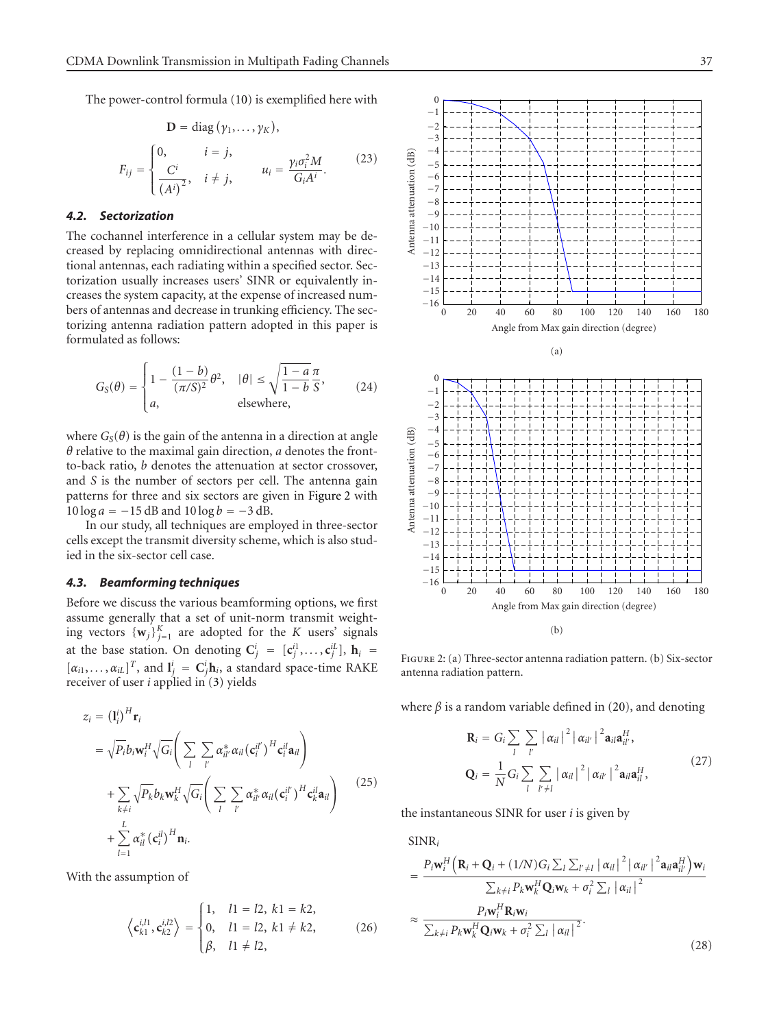The power-control formula (10) is exemplified here with

$$\mathbf{D} = \operatorname{diag}(\gamma_1, \ldots, \gamma_K),$$

$$F_{ij} = \begin{cases} 0, & i = j, \\ \dfrac{C^i}{(A^i)^2}, & i \neq j, \end{cases} \qquad u_i = \frac{\gamma_i \sigma_i^2 M}{G_i A^i}. \tag{23}$$

### 4.2. Sectorization

The cochannel interference in a cellular system may be decreased by replacing omnidirectional antennas with directional antennas, each radiating within a specified sector. Sectorization usually increases users' SINR or equivalently increases the system capacity, at the expense of increased numbers of antennas and decrease in trunking efficiency. The sectorizing antenna radiation pattern adopted in this paper is formulated as follows:

$$G_S(\theta) = \begin{cases} 1 - \dfrac{(1-b)}{(\pi/S)^2}\theta^2, & |\theta| \leq \sqrt{\dfrac{1-a}{1-b}}\dfrac{\pi}{S}, \\ a, & \text{elsewhere}, \end{cases} \tag{24}$$

where $G_S(\theta)$ is the gain of the antenna in a direction at angle $\theta$ relative to the maximal gain direction, $a$ denotes the front-to-back ratio, $b$ denotes the attenuation at sector crossover, and $S$ is the number of sectors per cell. The antenna gain patterns for three and six sectors are given in Figure 2 with $10 \log a = -15$ dB and $10 \log b = -3$ dB.

In our study, all techniques are employed in three-sector cells except the transmit diversity scheme, which is also studied in the six-sector cell case.

### 4.3. Beamforming techniques

Before we discuss the various beamforming options, we first assume generally that a set of unit-norm transmit weighting vectors $\{\mathbf{w}_j\}_{j=1}^K$ are adopted for the $K$ users' signals at the base station. On denoting $\mathbf{C}_j^i = [\mathbf{c}_j^{i1}, \ldots, \mathbf{c}_j^{iL}]$, $\mathbf{h}_i = [\alpha_{i1}, \ldots, \alpha_{iL}]^T$, and $\mathbf{l}_j^i = \mathbf{C}_j^i \mathbf{h}_i$, a standard space-time RAKE receiver of user $i$ applied in (3) yields

$$\begin{aligned} z_i &= (\mathbf{l}_i^i)^H \mathbf{r}_i \\ &= \sqrt{P_i} b_i \mathbf{w}_i^H \sqrt{G_i} \left( \sum_l \sum_{l'} \alpha_{il'}^* \alpha_{il} (\mathbf{c}_i^{il'})^H \mathbf{c}_i^{il} \mathbf{a}_{il} \right) \\ &\quad + \sum_{k \neq i} \sqrt{P_k} b_k \mathbf{w}_k^H \sqrt{G_i} \left( \sum_l \sum_{l'} \alpha_{il'}^* \alpha_{il} (\mathbf{c}_i^{il'})^H \mathbf{c}_k^{il} \mathbf{a}_{il} \right) \\ &\quad + \sum_{l=1}^L \alpha_{il}^* (\mathbf{c}_i^{il})^H \mathbf{n}_i. \end{aligned} \tag{25}$$

With the assumption of

$$\left\langle \mathbf{c}_{k1}^{i,l1}, \mathbf{c}_{k2}^{i,l2} \right\rangle = \begin{cases} 1, & l1 = l2,\ k1 = k2, \\ 0, & l1 = l2,\ k1 \neq k2, \\ \beta, & l1 \neq l2, \end{cases} \tag{26}$$

Antenna attenuation (dB)

Angle from Max gain direction (degree)

0, −1, −2, −3, −4, −5, −6, −7, −8, −9, −10, −11, −12, −13, −14, −15, −16

0, 20, 40, 60, 80, 100, 120, 140, 160, 180

(a)

Antenna attenuation (dB)

Angle from Max gain direction (degree)

0, −1, −2, −3, −4, −5, −6, −7, −8, −9, −10, −11, −12, −13, −14, −15, −16

0, 20, 40, 60, 80, 100, 120, 140, 160, 180

(b)

Figure 2: (a) Three-sector antenna radiation pattern. (b) Six-sector antenna radiation pattern.

where $\beta$ is a random variable defined in (20), and denoting

$$\begin{aligned} \mathbf{R}_i &= G_i \sum_l \sum_{l'} |\alpha_{il}|^2 |\alpha_{il'}|^2 \mathbf{a}_{il} \mathbf{a}_{il'}^H, \\ \mathbf{Q}_i &= \frac{1}{N} G_i \sum_l \sum_{l' \neq l} |\alpha_{il}|^2 |\alpha_{il'}|^2 \mathbf{a}_{il} \mathbf{a}_{il}^H, \end{aligned} \tag{27}$$

the instantaneous SINR for user $i$ is given by

$$\begin{aligned} \text{SINR}_i &= \frac{P_i \mathbf{w}_i^H \left( \mathbf{R}_i + \mathbf{Q}_i + (1/N) G_i \sum_l \sum_{l' \neq l} |\alpha_{il}|^2 |\alpha_{il'}|^2 \mathbf{a}_{il} \mathbf{a}_{il'}^H \right) \mathbf{w}_i}{\sum_{k \neq i} P_k \mathbf{w}_k^H \mathbf{Q}_i \mathbf{w}_k + \sigma_i^2 \sum_l |\alpha_{il}|^2} \\ &\approx \frac{P_i \mathbf{w}_i^H \mathbf{R}_i \mathbf{w}_i}{\sum_{k \neq i} P_k \mathbf{w}_k^H \mathbf{Q}_i \mathbf{w}_k + \sigma_i^2 \sum_l |\alpha_{il}|^2}. \end{aligned} \tag{28}$$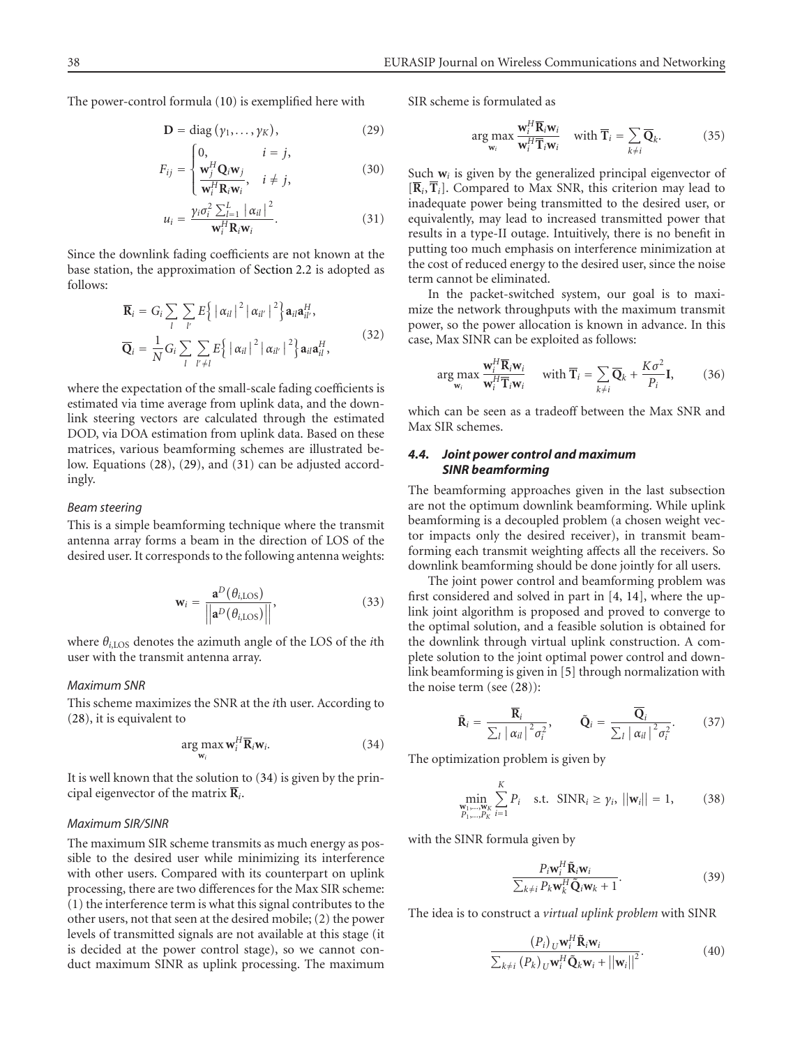The power-control formula (10) is exemplified here with

$$\mathbf{D} = \operatorname{diag}(\gamma_1, \ldots, \gamma_K), \tag{29}$$

$$F_{ij} = \begin{cases} 0, & i = j, \\ \dfrac{\mathbf{w}_j^H \mathbf{Q}_i \mathbf{w}_j}{\mathbf{w}_i^H \mathbf{R}_i \mathbf{w}_i}, & i \neq j, \end{cases} \tag{30}$$

$$u_i = \frac{\gamma_i \sigma_i^2 \sum_{l=1}^{L} |\alpha_{il}|^2}{\mathbf{w}_i^H \mathbf{R}_i \mathbf{w}_i}. \tag{31}$$

Since the downlink fading coefficients are not known at the base station, the approximation of Section 2.2 is adopted as follows:

$$\begin{aligned} \overline{\mathbf{R}}_i &= G_i \sum_l \sum_{l'} E\left\{ |\alpha_{il}|^2 |\alpha_{il'}|^2 \right\} \mathbf{a}_{il} \mathbf{a}_{il'}^H, \\ \overline{\mathbf{Q}}_i &= \frac{1}{N} G_i \sum_l \sum_{l' \neq l} E\left\{ |\alpha_{il}|^2 |\alpha_{il'}|^2 \right\} \mathbf{a}_{il} \mathbf{a}_{il}^H, \end{aligned} \tag{32}$$

where the expectation of the small-scale fading coefficients is estimated via time average from uplink data, and the downlink steering vectors are calculated through the estimated DOD, via DOA estimation from uplink data. Based on these matrices, various beamforming schemes are illustrated below. Equations (28), (29), and (31) can be adjusted accordingly.

*Beam steering*

This is a simple beamforming technique where the transmit antenna array forms a beam in the direction of LOS of the desired user. It corresponds to the following antenna weights:

$$\mathbf{w}_i = \frac{\mathbf{a}^D(\theta_{i,\mathrm{LOS}})}{\left\| \mathbf{a}^D(\theta_{i,\mathrm{LOS}}) \right\|}, \tag{33}$$

where $\theta_{i,\mathrm{LOS}}$ denotes the azimuth angle of the LOS of the $i$th user with the transmit antenna array.

*Maximum SNR*

This scheme maximizes the SNR at the $i$th user. According to (28), it is equivalent to

$$\arg\max_{\mathbf{w}_i} \mathbf{w}_i^H \overline{\mathbf{R}}_i \mathbf{w}_i. \tag{34}$$

It is well known that the solution to (34) is given by the principal eigenvector of the matrix $\overline{\mathbf{R}}_i$.

*Maximum SIR/SINR*

The maximum SIR scheme transmits as much energy as possible to the desired user while minimizing its interference with other users. Compared with its counterpart on uplink processing, there are two differences for the Max SIR scheme: (1) the interference term is what this signal contributes to the other users, not that seen at the desired mobile; (2) the power levels of transmitted signals are not available at this stage (it is decided at the power control stage), so we cannot conduct maximum SINR as uplink processing. The maximum SIR scheme is formulated as

$$\arg\max_{\mathbf{w}_i} \frac{\mathbf{w}_i^H \overline{\mathbf{R}}_i \mathbf{w}_i}{\mathbf{w}_i^H \overline{\mathbf{T}}_i \mathbf{w}_i} \quad \text{with } \overline{\mathbf{T}}_i = \sum_{k \neq i} \overline{\mathbf{Q}}_k. \tag{35}$$

Such $\mathbf{w}_i$ is given by the generalized principal eigenvector of $[\overline{\mathbf{R}}_i, \overline{\mathbf{T}}_i]$. Compared to Max SNR, this criterion may lead to inadequate power being transmitted to the desired user, or equivalently, may lead to increased transmitted power that results in a type-II outage. Intuitively, there is no benefit in putting too much emphasis on interference minimization at the cost of reduced energy to the desired user, since the noise term cannot be eliminated.

In the packet-switched system, our goal is to maximize the network throughputs with the maximum transmit power, so the power allocation is known in advance. In this case, Max SINR can be exploited as follows:

$$\arg\max_{\mathbf{w}_i} \frac{\mathbf{w}_i^H \overline{\mathbf{R}}_i \mathbf{w}_i}{\mathbf{w}_i^H \overline{\mathbf{T}}_i \mathbf{w}_i} \quad \text{with } \overline{\mathbf{T}}_i = \sum_{k \neq i} \overline{\mathbf{Q}}_k + \frac{K\sigma^2}{P_i} \mathbf{I}, \tag{36}$$

which can be seen as a tradeoff between the Max SNR and Max SIR schemes.

### 4.4. Joint power control and maximum SINR beamforming

The beamforming approaches given in the last subsection are not the optimum downlink beamforming. While uplink beamforming is a decoupled problem (a chosen weight vector impacts only the desired receiver), in transmit beamforming each transmit weighting affects all the receivers. So downlink beamforming should be done jointly for all users.

The joint power control and beamforming problem was first considered and solved in part in [4, 14], where the uplink joint algorithm is proposed and proved to converge to the optimal solution, and a feasible solution is obtained for the downlink through virtual uplink construction. A complete solution to the joint optimal power control and downlink beamforming is given in [5] through normalization with the noise term (see (28)):

$$\tilde{\mathbf{R}}_i = \frac{\overline{\mathbf{R}}_i}{\sum_l |\alpha_{il}|^2 \sigma_i^2}, \qquad \tilde{\mathbf{Q}}_i = \frac{\overline{\mathbf{Q}}_i}{\sum_l |\alpha_{il}|^2 \sigma_i^2}. \tag{37}$$

The optimization problem is given by

$$\min_{\substack{\mathbf{w}_1, \ldots, \mathbf{w}_K \\ P_1, \ldots, P_K}} \sum_{i=1}^{K} P_i \quad \text{s.t. } \mathrm{SINR}_i \geq \gamma_i,\ \|\mathbf{w}_i\| = 1, \tag{38}$$

with the SINR formula given by

$$\frac{P_i \mathbf{w}_i^H \tilde{\mathbf{R}}_i \mathbf{w}_i}{\sum_{k \neq i} P_k \mathbf{w}_k^H \tilde{\mathbf{Q}}_i \mathbf{w}_k + 1}. \tag{39}$$

The idea is to construct a *virtual uplink problem* with SINR

$$\frac{(P_i)_U \mathbf{w}_i^H \tilde{\mathbf{R}}_i \mathbf{w}_i}{\sum_{k \neq i} (P_k)_U \mathbf{w}_i^H \tilde{\mathbf{Q}}_k \mathbf{w}_i + \|\mathbf{w}_i\|^2}. \tag{40}$$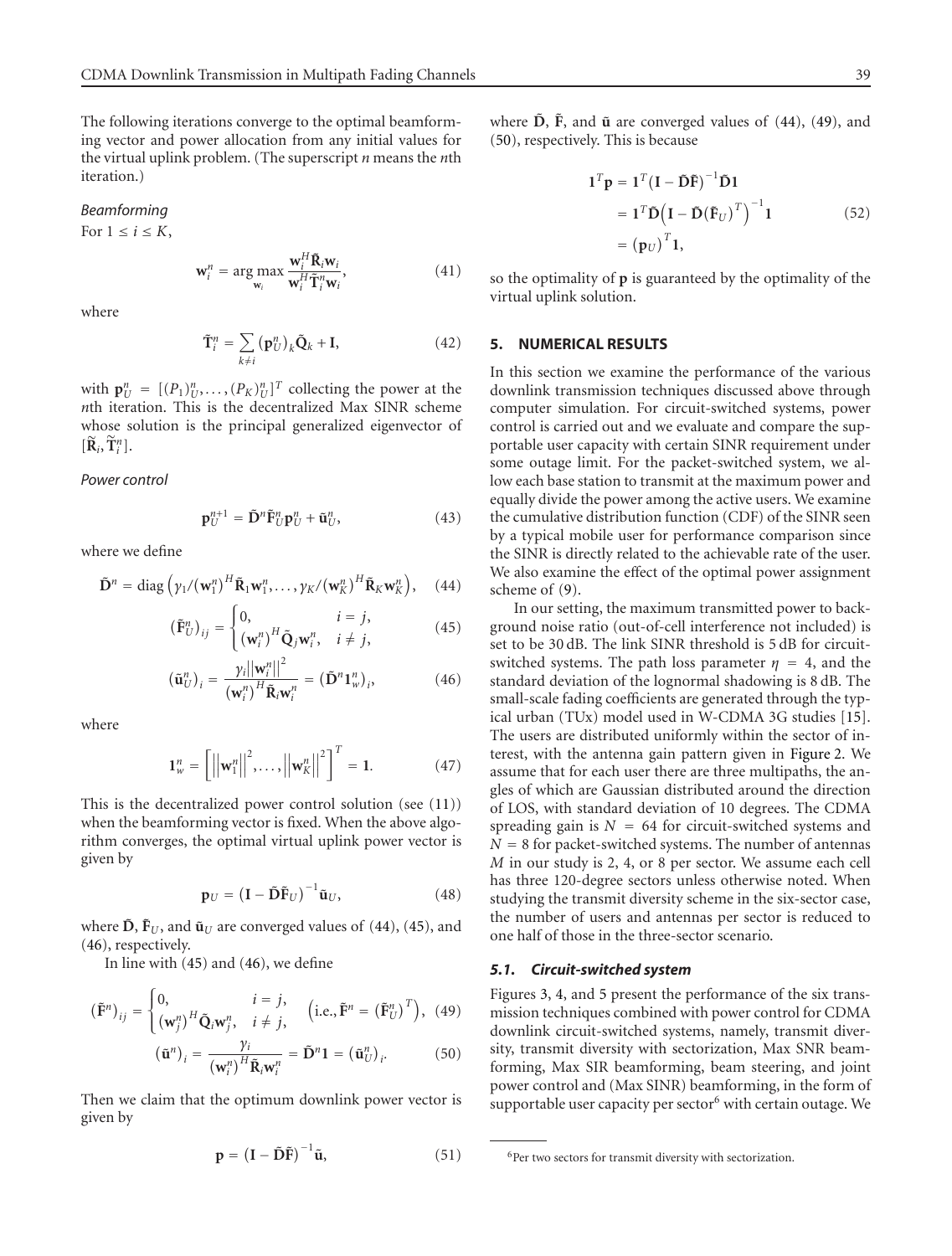The following iterations converge to the optimal beamforming vector and power allocation from any initial values for the virtual uplink problem. (The superscript $n$ means the $n$th iteration.)

*Beamforming*

For $1 \leq i \leq K$,

$$\mathbf{w}_i^n = \arg\max_{\mathbf{w}_i} \frac{\mathbf{w}_i^H \tilde{\mathbf{R}}_i \mathbf{w}_i}{\mathbf{w}_i^H \tilde{\mathbf{T}}_i^n \mathbf{w}_i}, \tag{41}$$

where

$$\tilde{\mathbf{T}}_i^n = \sum_{k \neq i} (\mathbf{p}_U^n)_k \tilde{\mathbf{Q}}_k + \mathbf{I}, \tag{42}$$

with $\mathbf{p}_U^n = [(P_1)_U^n, \ldots, (P_K)_U^n]^T$ collecting the power at the $n$th iteration. This is the decentralized Max SINR scheme whose solution is the principal generalized eigenvector of $[\tilde{\mathbf{R}}_i, \tilde{\mathbf{T}}_i^n]$.

*Power control*

$$\mathbf{p}_U^{n+1} = \tilde{\mathbf{D}}^n \tilde{\mathbf{F}}_U^n \mathbf{p}_U^n + \tilde{\mathbf{u}}_U^n, \tag{43}$$

where we define

$$\tilde{\mathbf{D}}^n = \operatorname{diag}\left(\gamma_1/(\mathbf{w}_1^n)^H \tilde{\mathbf{R}}_1 \mathbf{w}_1^n, \ldots, \gamma_K/(\mathbf{w}_K^n)^H \tilde{\mathbf{R}}_K \mathbf{w}_K^n\right), \tag{44}$$

$$(\tilde{\mathbf{F}}_U^n)_{ij} = \begin{cases} 0, & i = j, \\ (\mathbf{w}_i^n)^H \tilde{\mathbf{Q}}_j \mathbf{w}_i^n, & i \neq j, \end{cases} \tag{45}$$

$$(\tilde{\mathbf{u}}_U^n)_i = \frac{\gamma_i \|\mathbf{w}_i^n\|^2}{(\mathbf{w}_i^n)^H \tilde{\mathbf{R}}_i \mathbf{w}_i^n} = (\tilde{\mathbf{D}}^n \mathbf{1}_w^n)_i, \tag{46}$$

where

$$\mathbf{1}_w^n = \left[\|\mathbf{w}_1^n\|^2, \ldots, \|\mathbf{w}_K^n\|^2\right]^T = \mathbf{1}. \tag{47}$$

This is the decentralized power control solution (see (11)) when the beamforming vector is fixed. When the above algorithm converges, the optimal virtual uplink power vector is given by

$$\mathbf{p}_U = (\mathbf{I} - \tilde{\mathbf{D}}\tilde{\mathbf{F}}_U)^{-1} \tilde{\mathbf{u}}_U, \tag{48}$$

where $\tilde{\mathbf{D}}$, $\tilde{\mathbf{F}}_U$, and $\tilde{\mathbf{u}}_U$ are converged values of (44), (45), and (46), respectively.

In line with (45) and (46), we define

$$(\tilde{\mathbf{F}}^n)_{ij} = \begin{cases} 0, & i = j, \\ (\mathbf{w}_j^n)^H \tilde{\mathbf{Q}}_i \mathbf{w}_j^n, & i \neq j, \end{cases} \quad \left(\text{i.e., } \tilde{\mathbf{F}}^n = (\tilde{\mathbf{F}}_U^n)^T\right), \tag{49}$$

$$(\tilde{\mathbf{u}}^n)_i = \frac{\gamma_i}{(\mathbf{w}_i^n)^H \tilde{\mathbf{R}}_i \mathbf{w}_i^n} = \tilde{\mathbf{D}}^n \mathbf{1} = (\tilde{\mathbf{u}}_U^n)_i. \tag{50}$$

Then we claim that the optimum downlink power vector is given by

$$\mathbf{p} = (\mathbf{I} - \tilde{\mathbf{D}}\tilde{\mathbf{F}})^{-1} \tilde{\mathbf{u}}, \tag{51}$$

where $\tilde{\mathbf{D}}$, $\tilde{\mathbf{F}}$, and $\tilde{\mathbf{u}}$ are converged values of (44), (49), and (50), respectively. This is because

$$\begin{aligned} \mathbf{1}^T \mathbf{p} &= \mathbf{1}^T (\mathbf{I} - \tilde{\mathbf{D}}\tilde{\mathbf{F}})^{-1} \tilde{\mathbf{D}} \mathbf{1} \\ &= \mathbf{1}^T \tilde{\mathbf{D}} \left(\mathbf{I} - \tilde{\mathbf{D}} (\tilde{\mathbf{F}}_U)^T\right)^{-1} \mathbf{1} \\ &= (\mathbf{p}_U)^T \mathbf{1}, \end{aligned} \tag{52}$$

so the optimality of $\mathbf{p}$ is guaranteed by the optimality of the virtual uplink solution.

## 5. NUMERICAL RESULTS

In this section we examine the performance of the various downlink transmission techniques discussed above through computer simulation. For circuit-switched systems, power control is carried out and we evaluate and compare the supportable user capacity with certain SINR requirement under some outage limit. For the packet-switched system, we allow each base station to transmit at the maximum power and equally divide the power among the active users. We examine the cumulative distribution function (CDF) of the SINR seen by a typical mobile user for performance comparison since the SINR is directly related to the achievable rate of the user. We also examine the effect of the optimal power assignment scheme of (9).

In our setting, the maximum transmitted power to background noise ratio (out-of-cell interference not included) is set to be 30 dB. The link SINR threshold is 5 dB for circuit-switched systems. The path loss parameter $\eta = 4$, and the standard deviation of the lognormal shadowing is 8 dB. The small-scale fading coefficients are generated through the typical urban (TUx) model used in W-CDMA 3G studies [15]. The users are distributed uniformly within the sector of interest, with the antenna gain pattern given in Figure 2. We assume that for each user there are three multipaths, the angles of which are Gaussian distributed around the direction of LOS, with standard deviation of 10 degrees. The CDMA spreading gain is $N = 64$ for circuit-switched systems and $N = 8$ for packet-switched systems. The number of antennas $M$ in our study is 2, 4, or 8 per sector. We assume each cell has three 120-degree sectors unless otherwise noted. When studying the transmit diversity scheme in the six-sector case, the number of users and antennas per sector is reduced to one half of those in the three-sector scenario.

### 5.1. Circuit-switched system

Figures 3, 4, and 5 present the performance of the six transmission techniques combined with power control for CDMA downlink circuit-switched systems, namely, transmit diversity, transmit diversity with sectorization, Max SNR beamforming, Max SIR beamforming, beam steering, and joint power control and (Max SINR) beamforming, in the form of supportable user capacity per sector[6] with certain outage. We

[6] Per two sectors for transmit diversity with sectorization.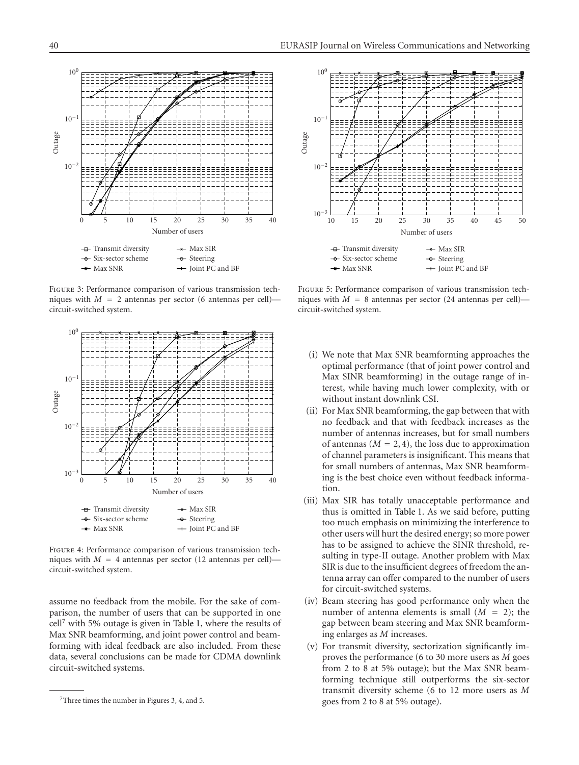$10^0$
$10^{-1}$
$10^{-2}$
Outage
0 5 10 15 20 25 30 35 40
Number of users

Transmit diversity
Six-sector scheme
Max SNR
Max SIR
Steering
Joint PC and BF

Figure 3: Performance comparison of various transmission techniques with $M = 2$ antennas per sector (6 antennas per cell)—circuit-switched system.

$10^0$
$10^{-1}$
$10^{-2}$
$10^{-3}$
Outage
0 5 10 15 20 25 30 35 40
Number of users

Transmit diversity
Six-sector scheme
Max SNR
Max SIR
Steering
Joint PC and BF

Figure 4: Performance comparison of various transmission techniques with $M = 4$ antennas per sector (12 antennas per cell)—circuit-switched system.

$10^0$
$10^{-1}$
$10^{-2}$
$10^{-3}$
Outage
10 15 20 25 30 35 40 45 50
Number of users

Transmit diversity
Six-sector scheme
Max SNR
Max SIR
Steering
Joint PC and BF

Figure 5: Performance comparison of various transmission techniques with $M = 8$ antennas per sector (24 antennas per cell)—circuit-switched system.

assume no feedback from the mobile. For the sake of comparison, the number of users that can be supported in one cell[7] with 5% outage is given in Table 1, where the results of Max SNR beamforming, and joint power control and beamforming with ideal feedback are also included. From these data, several conclusions can be made for CDMA downlink circuit-switched systems.

(i) We note that Max SNR beamforming approaches the optimal performance (that of joint power control and Max SINR beamforming) in the outage range of interest, while having much lower complexity, with or without instant downlink CSI.

(ii) For Max SNR beamforming, the gap between that with no feedback and that with feedback increases as the number of antennas increases, but for small numbers of antennas ($M = 2, 4$), the loss due to approximation of channel parameters is insignificant. This means that for small numbers of antennas, Max SNR beamforming is the best choice even without feedback information.

(iii) Max SIR has totally unacceptable performance and thus is omitted in Table 1. As we said before, putting too much emphasis on minimizing the interference to other users will hurt the desired energy; so more power has to be assigned to achieve the SINR threshold, resulting in type-II outage. Another problem with Max SIR is due to the insufficient degrees of freedom the antenna array can offer compared to the number of users for circuit-switched systems.

(iv) Beam steering has good performance only when the number of antenna elements is small ($M = 2$); the gap between beam steering and Max SNR beamforming enlarges as $M$ increases.

(v) For transmit diversity, sectorization significantly improves the performance (6 to 30 more users as $M$ goes from 2 to 8 at 5% outage); but the Max SNR beamforming technique still outperforms the six-sector transmit diversity scheme (6 to 12 more users as $M$ goes from 2 to 8 at 5% outage).

[7] Three times the number in Figures 3, 4, and 5.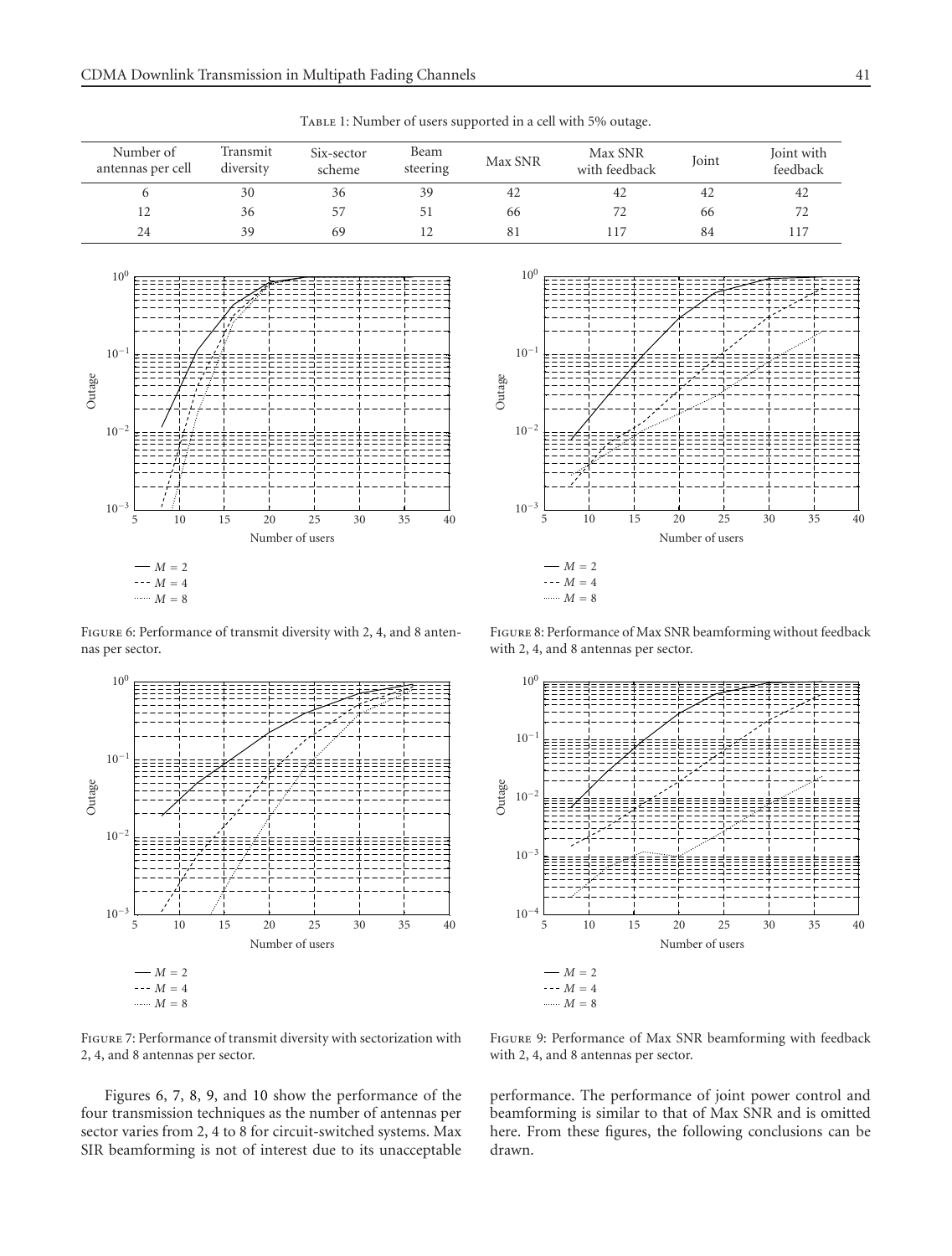Table 1: Number of users supported in a cell with 5% outage.

| Number of antennas per cell | Transmit diversity | Six-sector scheme | Beam steering | Max SNR | Max SNR with feedback | Joint | Joint with feedback |
|---|---|---|---|---|---|---|---|
| 6 | 30 | 36 | 39 | 42 | 42 | 42 | 42 |
| 12 | 36 | 57 | 51 | 66 | 72 | 66 | 72 |
| 24 | 39 | 69 | 12 | 81 | 117 | 84 | 117 |

Outage
$10^0$
$10^{-1}$
$10^{-2}$
$10^{-3}$
5 10 15 20 25 30 35 40
Number of users
— $M = 2$
--- $M = 4$
⋯ $M = 8$

Figure 6: Performance of transmit diversity with 2, 4, and 8 antennas per sector.

Outage
$10^0$
$10^{-1}$
$10^{-2}$
$10^{-3}$
5 10 15 20 25 30 35 40
Number of users
— $M = 2$
--- $M = 4$
⋯ $M = 8$

Figure 7: Performance of transmit diversity with sectorization with 2, 4, and 8 antennas per sector.

Outage
$10^0$
$10^{-1}$
$10^{-2}$
$10^{-3}$
5 10 15 20 25 30 35 40
Number of users
— $M = 2$
--- $M = 4$
⋯ $M = 8$

Figure 8: Performance of Max SNR beamforming without feedback with 2, 4, and 8 antennas per sector.

Outage
$10^0$
$10^{-1}$
$10^{-2}$
$10^{-3}$
$10^{-4}$
5 10 15 20 25 30 35 40
Number of users
— $M = 2$
--- $M = 4$
⋯ $M = 8$

Figure 9: Performance of Max SNR beamforming with feedback with 2, 4, and 8 antennas per sector.

Figures 6, 7, 8, 9, and 10 show the performance of the four transmission techniques as the number of antennas per sector varies from 2, 4 to 8 for circuit-switched systems. Max SIR beamforming is not of interest due to its unacceptable performance. The performance of joint power control and beamforming is similar to that of Max SNR and is omitted here. From these figures, the following conclusions can be drawn.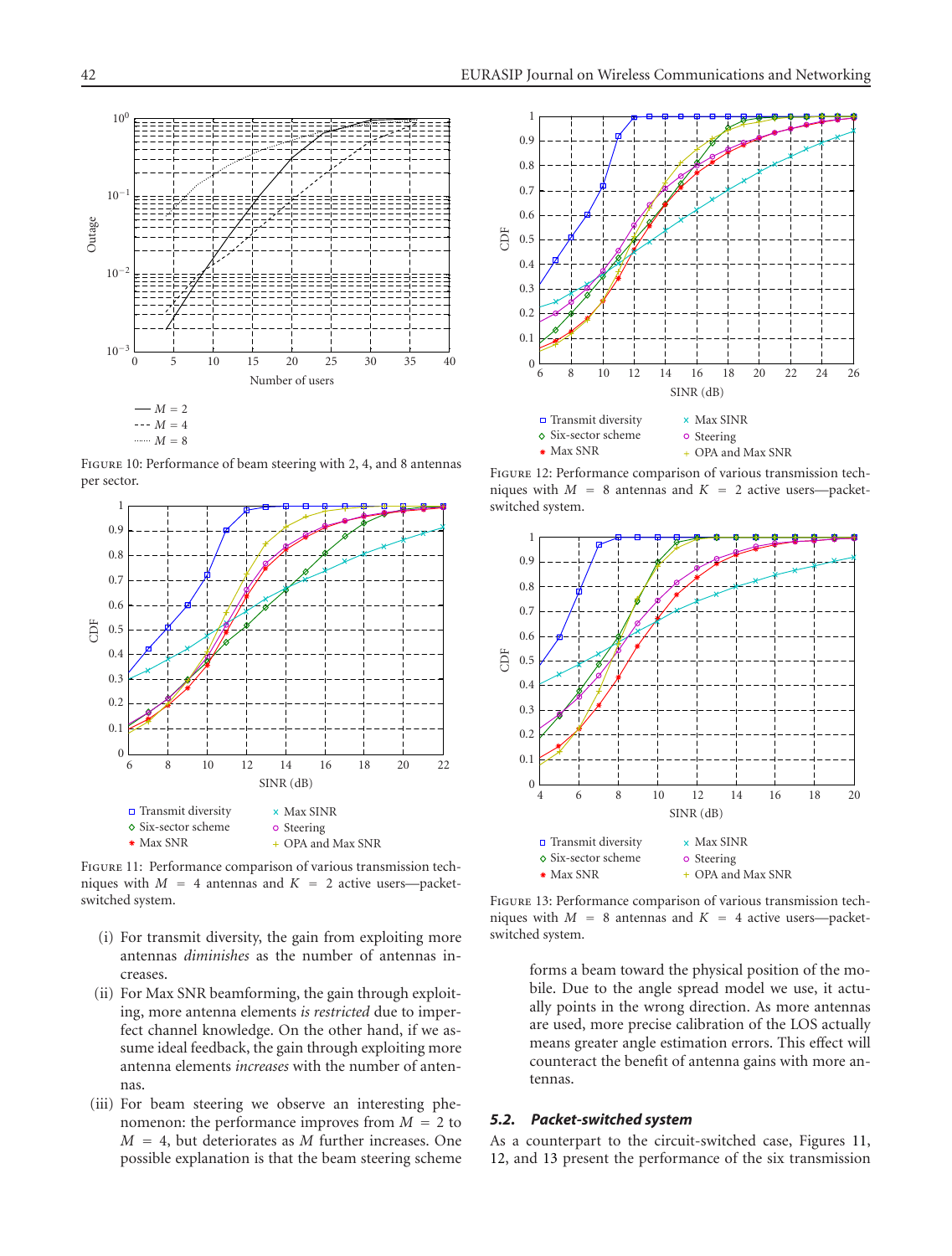$10^0$

$10^{-1}$

$10^{-2}$

$10^{-3}$

Outage

0 5 10 15 20 25 30 35 40

Number of users

— $M = 2$

--- $M = 4$

..... $M = 8$

Figure 10: Performance of beam steering with 2, 4, and 8 antennas per sector.

CDF

SINR (dB)

6 8 10 12 14 16 18 20 22

Transmit diversity

Six-sector scheme

Max SNR

Max SINR

Steering

OPA and Max SNR

Figure 11: Performance comparison of various transmission techniques with $M = 4$ antennas and $K = 2$ active users—packet-switched system.

(i) For transmit diversity, the gain from exploiting more antennas *diminishes* as the number of antennas increases.

(ii) For Max SNR beamforming, the gain through exploiting more antenna elements *is restricted* due to imperfect channel knowledge. On the other hand, if we assume ideal feedback, the gain through exploiting more antenna elements *increases* with the number of antennas.

(iii) For beam steering we observe an interesting phenomenon: the performance improves from $M = 2$ to $M = 4$, but deteriorates as $M$ further increases. One possible explanation is that the beam steering scheme forms a beam toward the physical position of the mobile. Due to the angle spread model we use, it actually points in the wrong direction. As more antennas are used, more precise calibration of the LOS actually means greater angle estimation errors. This effect will counteract the benefit of antenna gains with more antennas.

CDF

SINR (dB)

6 8 10 12 14 16 18 20 22 24 26

Transmit diversity

Six-sector scheme

Max SNR

Max SINR

Steering

OPA and Max SNR

Figure 12: Performance comparison of various transmission techniques with $M = 8$ antennas and $K = 2$ active users—packet-switched system.

CDF

SINR (dB)

4 6 8 10 12 14 16 18 20

Transmit diversity

Six-sector scheme

Max SNR

Max SINR

Steering

OPA and Max SNR

Figure 13: Performance comparison of various transmission techniques with $M = 8$ antennas and $K = 4$ active users—packet-switched system.

### *5.2. Packet-switched system*

As a counterpart to the circuit-switched case, Figures 11, 12, and 13 present the performance of the six transmission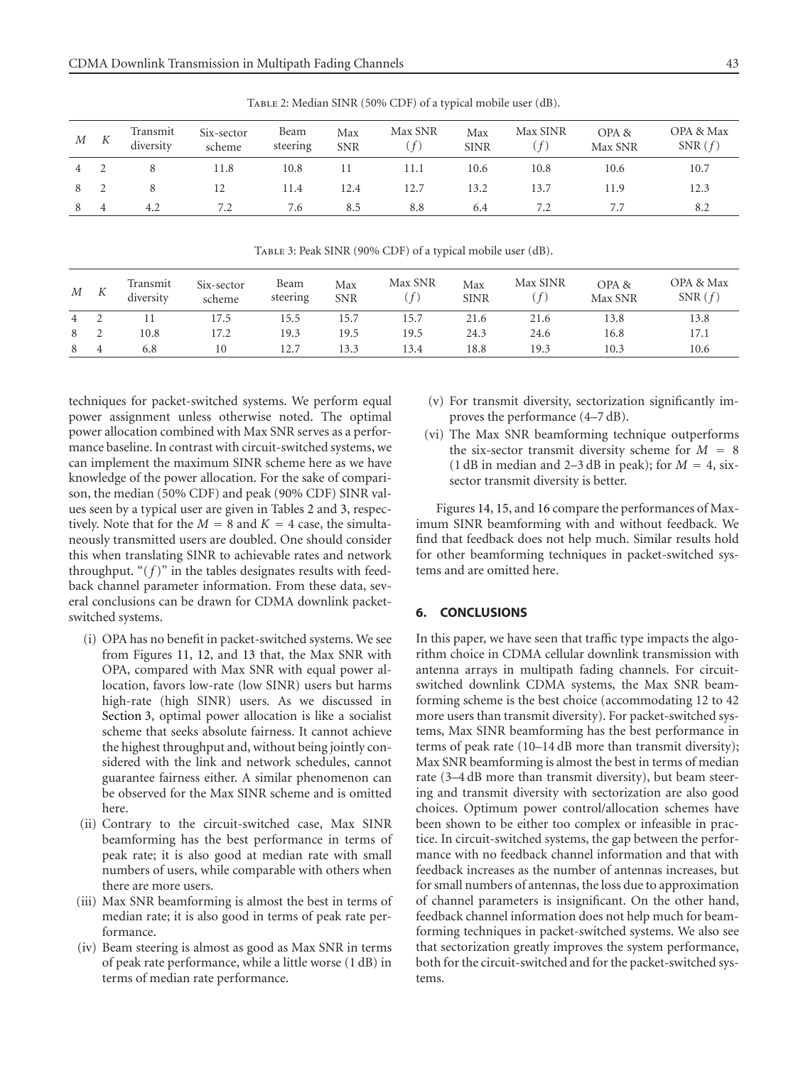Table 2: Median SINR (50% CDF) of a typical mobile user (dB).

| $M$ | $K$ | Transmit diversity | Six-sector scheme | Beam steering | Max SNR | Max SNR $(f)$ | Max SINR | Max SINR $(f)$ | OPA & Max SNR | OPA & Max SNR $(f)$ |
|---|---|---|---|---|---|---|---|---|---|---|
| 4 | 2 | 8 | 11.8 | 10.8 | 11 | 11.1 | 10.6 | 10.8 | 10.6 | 10.7 |
| 8 | 2 | 8 | 12 | 11.4 | 12.4 | 12.7 | 13.2 | 13.7 | 11.9 | 12.3 |
| 8 | 4 | 4.2 | 7.2 | 7.6 | 8.5 | 8.8 | 6.4 | 7.2 | 7.7 | 8.2 |

Table 3: Peak SINR (90% CDF) of a typical mobile user (dB).

| $M$ | $K$ | Transmit diversity | Six-sector scheme | Beam steering | Max SNR | Max SNR $(f)$ | Max SINR | Max SINR $(f)$ | OPA & Max SNR | OPA & Max SNR $(f)$ |
|---|---|---|---|---|---|---|---|---|---|---|
| 4 | 2 | 11 | 17.5 | 15.5 | 15.7 | 15.7 | 21.6 | 21.6 | 13.8 | 13.8 |
| 8 | 2 | 10.8 | 17.2 | 19.3 | 19.5 | 19.5 | 24.3 | 24.6 | 16.8 | 17.1 |
| 8 | 4 | 6.8 | 10 | 12.7 | 13.3 | 13.4 | 18.8 | 19.3 | 10.3 | 10.6 |

techniques for packet-switched systems. We perform equal power assignment unless otherwise noted. The optimal power allocation combined with Max SNR serves as a performance baseline. In contrast with circuit-switched systems, we can implement the maximum SINR scheme here as we have knowledge of the power allocation. For the sake of comparison, the median (50% CDF) and peak (90% CDF) SINR values seen by a typical user are given in Tables 2 and 3, respectively. Note that for the $M = 8$ and $K = 4$ case, the simultaneously transmitted users are doubled. One should consider this when translating SINR to achievable rates and network throughput. "$(f)$" in the tables designates results with feedback channel parameter information. From these data, several conclusions can be drawn for CDMA downlink packet-switched systems.

(i) OPA has no benefit in packet-switched systems. We see from Figures 11, 12, and 13 that, the Max SNR with OPA, compared with Max SNR with equal power allocation, favors low-rate (low SINR) users but harms high-rate (high SINR) users. As we discussed in Section 3, optimal power allocation is like a socialist scheme that seeks absolute fairness. It cannot achieve the highest throughput and, without being jointly considered with the link and network schedules, cannot guarantee fairness either. A similar phenomenon can be observed for the Max SINR scheme and is omitted here.

(ii) Contrary to the circuit-switched case, Max SINR beamforming has the best performance in terms of peak rate; it is also good at median rate with small numbers of users, while comparable with others when there are more users.

(iii) Max SNR beamforming is almost the best in terms of median rate; it is also good in terms of peak rate performance.

(iv) Beam steering is almost as good as Max SNR in terms of peak rate performance, while a little worse (1 dB) in terms of median rate performance.

(v) For transmit diversity, sectorization significantly improves the performance (4–7 dB).

(vi) The Max SNR beamforming technique outperforms the six-sector transmit diversity scheme for $M = 8$ (1 dB in median and 2–3 dB in peak); for $M = 4$, six-sector transmit diversity is better.

Figures 14, 15, and 16 compare the performances of Maximum SINR beamforming with and without feedback. We find that feedback does not help much. Similar results hold for other beamforming techniques in packet-switched systems and are omitted here.

## 6. CONCLUSIONS

In this paper, we have seen that traffic type impacts the algorithm choice in CDMA cellular downlink transmission with antenna arrays in multipath fading channels. For circuit-switched downlink CDMA systems, the Max SNR beamforming scheme is the best choice (accommodating 12 to 42 more users than transmit diversity). For packet-switched systems, Max SINR beamforming has the best performance in terms of peak rate (10–14 dB more than transmit diversity); Max SNR beamforming is almost the best in terms of median rate (3–4 dB more than transmit diversity), but beam steering and transmit diversity with sectorization are also good choices. Optimum power control/allocation schemes have been shown to be either too complex or infeasible in practice. In circuit-switched systems, the gap between the performance with no feedback channel information and that with feedback increases as the number of antennas increases, but for small numbers of antennas, the loss due to approximation of channel parameters is insignificant. On the other hand, feedback channel information does not help much for beamforming techniques in packet-switched systems. We also see that sectorization greatly improves the system performance, both for the circuit-switched and for the packet-switched systems.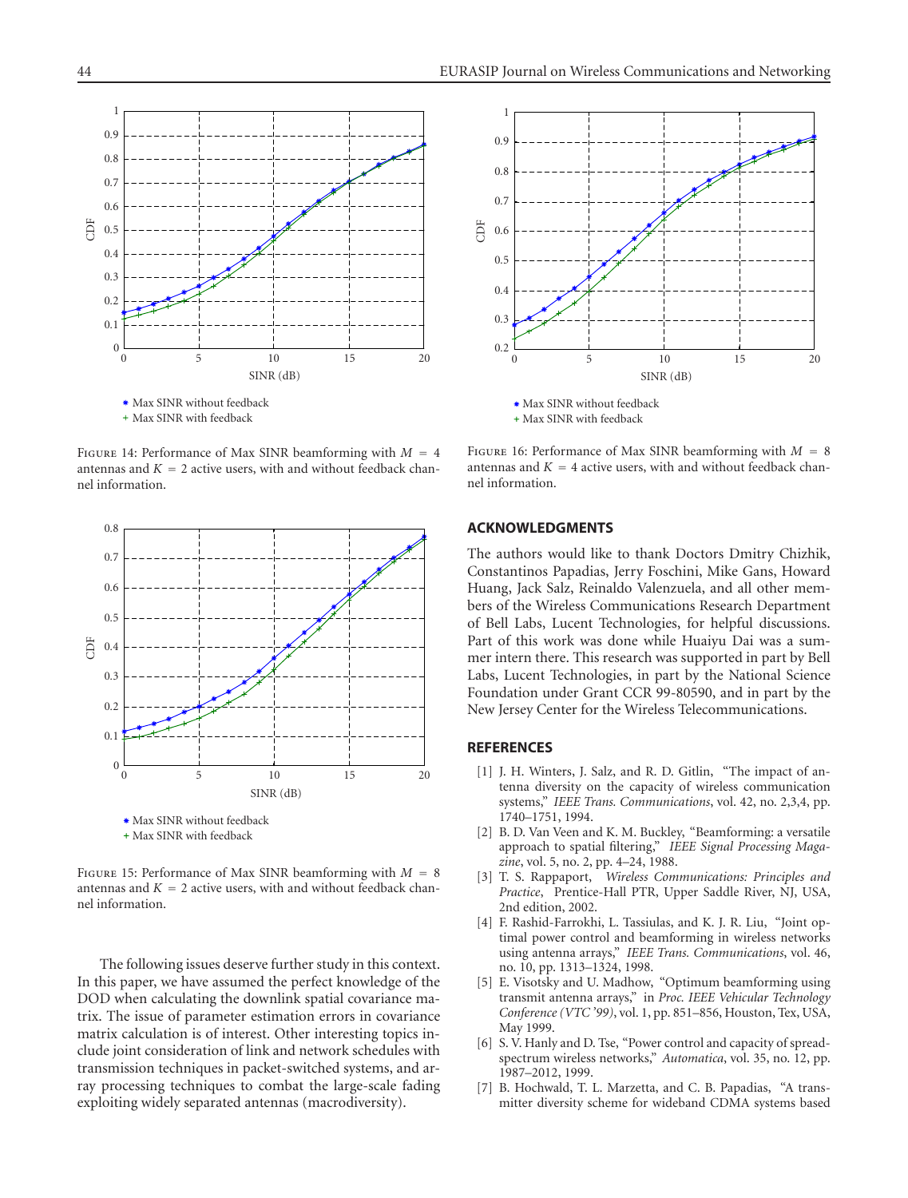1
0.9
0.8
0.7
0.6
0.5
0.4
0.3
0.2
0.1
0
CDF
0
5
10
15
20
SINR (dB)

* Max SINR without feedback
+ Max SINR with feedback

Figure 14: Performance of Max SINR beamforming with $M = 4$ antennas and $K = 2$ active users, with and without feedback channel information.

0.8
0.7
0.6
0.5
0.4
0.3
0.2
0.1
0
CDF
0
5
10
15
20
SINR (dB)

* Max SINR without feedback
+ Max SINR with feedback

Figure 15: Performance of Max SINR beamforming with $M = 8$ antennas and $K = 2$ active users, with and without feedback channel information.

The following issues deserve further study in this context. In this paper, we have assumed the perfect knowledge of the DOD when calculating the downlink spatial covariance matrix. The issue of parameter estimation errors in covariance matrix calculation is of interest. Other interesting topics include joint consideration of link and network schedules with transmission techniques in packet-switched systems, and array processing techniques to combat the large-scale fading exploiting widely separated antennas (macrodiversity).

1
0.9
0.8
0.7
0.6
0.5
0.4
0.3
0.2
CDF
0
5
10
15
20
SINR (dB)

* Max SINR without feedback
+ Max SINR with feedback

Figure 16: Performance of Max SINR beamforming with $M = 8$ antennas and $K = 4$ active users, with and without feedback channel information.

## ACKNOWLEDGMENTS

The authors would like to thank Doctors Dmitry Chizhik, Constantinos Papadias, Jerry Foschini, Mike Gans, Howard Huang, Jack Salz, Reinaldo Valenzuela, and all other members of the Wireless Communications Research Department of Bell Labs, Lucent Technologies, for helpful discussions. Part of this work was done while Huaiyu Dai was a summer intern there. This research was supported in part by Bell Labs, Lucent Technologies, in part by the National Science Foundation under Grant CCR 99-80590, and in part by the New Jersey Center for the Wireless Telecommunications.

## REFERENCES

[1] J. H. Winters, J. Salz, and R. D. Gitlin, "The impact of antenna diversity on the capacity of wireless communication systems," *IEEE Trans. Communications*, vol. 42, no. 2,3,4, pp. 1740–1751, 1994.

[2] B. D. Van Veen and K. M. Buckley, "Beamforming: a versatile approach to spatial filtering," *IEEE Signal Processing Magazine*, vol. 5, no. 2, pp. 4–24, 1988.

[3] T. S. Rappaport, *Wireless Communications: Principles and Practice*, Prentice-Hall PTR, Upper Saddle River, NJ, USA, 2nd edition, 2002.

[4] F. Rashid-Farrokhi, L. Tassiulas, and K. J. R. Liu, "Joint optimal power control and beamforming in wireless networks using antenna arrays," *IEEE Trans. Communications*, vol. 46, no. 10, pp. 1313–1324, 1998.

[5] E. Visotsky and U. Madhow, "Optimum beamforming using transmit antenna arrays," in *Proc. IEEE Vehicular Technology Conference (VTC '99)*, vol. 1, pp. 851–856, Houston, Tex, USA, May 1999.

[6] S. V. Hanly and D. Tse, "Power control and capacity of spread-spectrum wireless networks," *Automatica*, vol. 35, no. 12, pp. 1987–2012, 1999.

[7] B. Hochwald, T. L. Marzetta, and C. B. Papadias, "A transmitter diversity scheme for wideband CDMA systems based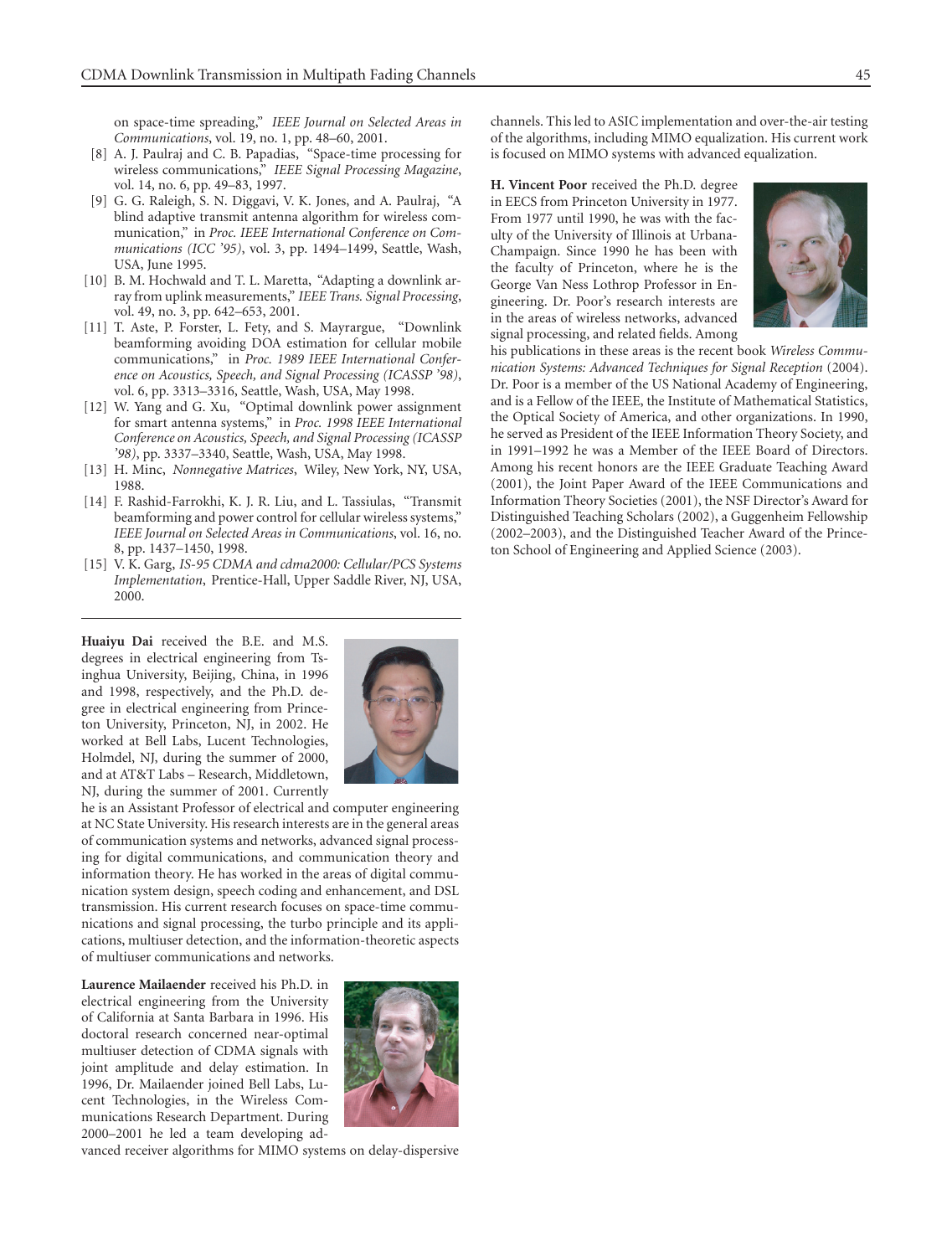on space-time spreading," *IEEE Journal on Selected Areas in Communications*, vol. 19, no. 1, pp. 48–60, 2001.

[8] A. J. Paulraj and C. B. Papadias, "Space-time processing for wireless communications," *IEEE Signal Processing Magazine*, vol. 14, no. 6, pp. 49–83, 1997.

[9] G. G. Raleigh, S. N. Diggavi, V. K. Jones, and A. Paulraj, "A blind adaptive transmit antenna algorithm for wireless communication," in *Proc. IEEE International Conference on Communications (ICC '95)*, vol. 3, pp. 1494–1499, Seattle, Wash, USA, June 1995.

[10] B. M. Hochwald and T. L. Maretta, "Adapting a downlink array from uplink measurements," *IEEE Trans. Signal Processing*, vol. 49, no. 3, pp. 642–653, 2001.

[11] T. Aste, P. Forster, L. Fety, and S. Mayrargue, "Downlink beamforming avoiding DOA estimation for cellular mobile communications," in *Proc. 1989 IEEE International Conference on Acoustics, Speech, and Signal Processing (ICASSP '98)*, vol. 6, pp. 3313–3316, Seattle, Wash, USA, May 1998.

[12] W. Yang and G. Xu, "Optimal downlink power assignment for smart antenna systems," in *Proc. 1998 IEEE International Conference on Acoustics, Speech, and Signal Processing (ICASSP '98)*, pp. 3337–3340, Seattle, Wash, USA, May 1998.

[13] H. Minc, *Nonnegative Matrices*, Wiley, New York, NY, USA, 1988.

[14] F. Rashid-Farrokhi, K. J. R. Liu, and L. Tassiulas, "Transmit beamforming and power control for cellular wireless systems," *IEEE Journal on Selected Areas in Communications*, vol. 16, no. 8, pp. 1437–1450, 1998.

[15] V. K. Garg, *IS-95 CDMA and cdma2000: Cellular/PCS Systems Implementation*, Prentice-Hall, Upper Saddle River, NJ, USA, 2000.

---

**Huaiyu Dai** received the B.E. and M.S. degrees in electrical engineering from Tsinghua University, Beijing, China, in 1996 and 1998, respectively, and the Ph.D. degree in electrical engineering from Princeton University, Princeton, NJ, in 2002. He worked at Bell Labs, Lucent Technologies, Holmdel, NJ, during the summer of 2000, and at AT&T Labs – Research, Middletown, NJ, during the summer of 2001. Currently he is an Assistant Professor of electrical and computer engineering at NC State University. His research interests are in the general areas of communication systems and networks, advanced signal processing for digital communications, and communication theory and information theory. He has worked in the areas of digital communication system design, speech coding and enhancement, and DSL transmission. His current research focuses on space-time communications and signal processing, the turbo principle and its applications, multiuser detection, and the information-theoretic aspects of multiuser communications and networks.

**Laurence Mailaender** received his Ph.D. in electrical engineering from the University of California at Santa Barbara in 1996. His doctoral research concerned near-optimal multiuser detection of CDMA signals with joint amplitude and delay estimation. In 1996, Dr. Mailaender joined Bell Labs, Lucent Technologies, in the Wireless Communications Research Department. During 2000–2001 he led a team developing advanced receiver algorithms for MIMO systems on delay-dispersive channels. This led to ASIC implementation and over-the-air testing of the algorithms, including MIMO equalization. His current work is focused on MIMO systems with advanced equalization.

**H. Vincent Poor** received the Ph.D. degree in EECS from Princeton University in 1977. From 1977 until 1990, he was with the faculty of the University of Illinois at Urbana-Champaign. Since 1990 he has been with the faculty of Princeton, where he is the George Van Ness Lothrop Professor in Engineering. Dr. Poor's research interests are in the areas of wireless networks, advanced signal processing, and related fields. Among his publications in these areas is the recent book *Wireless Communication Systems: Advanced Techniques for Signal Reception* (2004). Dr. Poor is a member of the US National Academy of Engineering, and is a Fellow of the IEEE, the Institute of Mathematical Statistics, the Optical Society of America, and other organizations. In 1990, he served as President of the IEEE Information Theory Society, and in 1991–1992 he was a Member of the IEEE Board of Directors. Among his recent honors are the IEEE Graduate Teaching Award (2001), the Joint Paper Award of the IEEE Communications and Information Theory Societies (2001), the NSF Director's Award for Distinguished Teaching Scholars (2002), a Guggenheim Fellowship (2002–2003), and the Distinguished Teacher Award of the Princeton School of Engineering and Applied Science (2003).